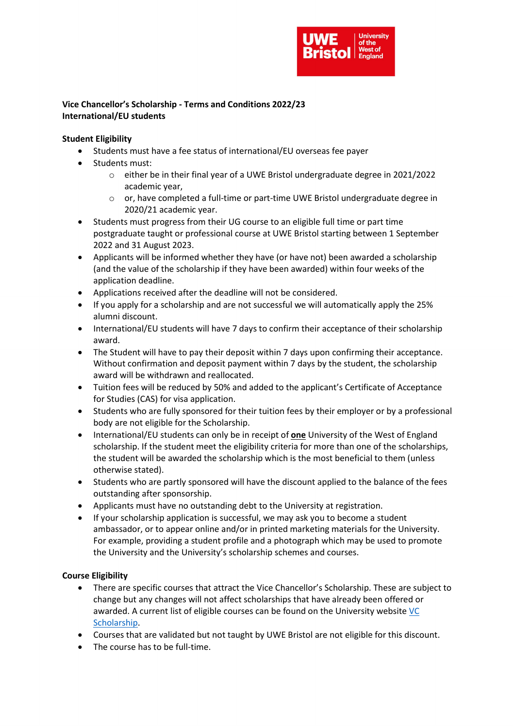**Vice Chancellor's Scholarship - Terms and Conditions 2022/23**
**International/EU students**

**Student Eligibility**

- Students must have a fee status of international/EU overseas fee payer
- Students must:
    - either be in their final year of a UWE Bristol undergraduate degree in 2021/2022 academic year,
    - or, have completed a full-time or part-time UWE Bristol undergraduate degree in 2020/21 academic year.
- Students must progress from their UG course to an eligible full time or part time postgraduate taught or professional course at UWE Bristol starting between 1 September 2022 and 31 August 2023.
- Applicants will be informed whether they have (or have not) been awarded a scholarship (and the value of the scholarship if they have been awarded) within four weeks of the application deadline.
- Applications received after the deadline will not be considered.
- If you apply for a scholarship and are not successful we will automatically apply the 25% alumni discount.
- International/EU students will have 7 days to confirm their acceptance of their scholarship award.
- The Student will have to pay their deposit within 7 days upon confirming their acceptance. Without confirmation and deposit payment within 7 days by the student, the scholarship award will be withdrawn and reallocated.
- Tuition fees will be reduced by 50% and added to the applicant's Certificate of Acceptance for Studies (CAS) for visa application.
- Students who are fully sponsored for their tuition fees by their employer or by a professional body are not eligible for the Scholarship.
- International/EU students can only be in receipt of **one** University of the West of England scholarship. If the student meet the eligibility criteria for more than one of the scholarships, the student will be awarded the scholarship which is the most beneficial to them (unless otherwise stated).
- Students who are partly sponsored will have the discount applied to the balance of the fees outstanding after sponsorship.
- Applicants must have no outstanding debt to the University at registration.
- If your scholarship application is successful, we may ask you to become a student ambassador, or to appear online and/or in printed marketing materials for the University. For example, providing a student profile and a photograph which may be used to promote the University and the University's scholarship schemes and courses.

**Course Eligibility**

- There are specific courses that attract the Vice Chancellor's Scholarship. These are subject to change but any changes will not affect scholarships that have already been offered or awarded. A current list of eligible courses can be found on the University website VC Scholarship.
- Courses that are validated but not taught by UWE Bristol are not eligible for this discount.
- The course has to be full-time.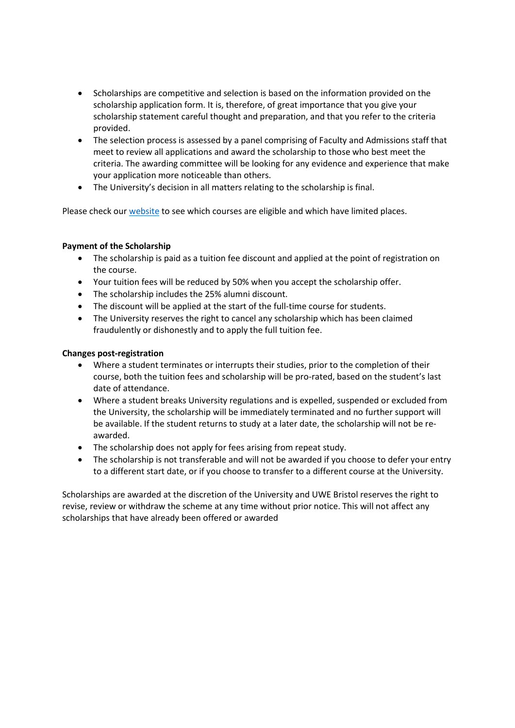- Scholarships are competitive and selection is based on the information provided on the scholarship application form. It is, therefore, of great importance that you give your scholarship statement careful thought and preparation, and that you refer to the criteria provided.
- The selection process is assessed by a panel comprising of Faculty and Admissions staff that meet to review all applications and award the scholarship to those who best meet the criteria. The awarding committee will be looking for any evidence and experience that make your application more noticeable than others.
- The University's decision in all matters relating to the scholarship is final.

Please check our website to see which courses are eligible and which have limited places.

**Payment of the Scholarship**

- The scholarship is paid as a tuition fee discount and applied at the point of registration on the course.
- Your tuition fees will be reduced by 50% when you accept the scholarship offer.
- The scholarship includes the 25% alumni discount.
- The discount will be applied at the start of the full-time course for students.
- The University reserves the right to cancel any scholarship which has been claimed fraudulently or dishonestly and to apply the full tuition fee.

**Changes post-registration**

- Where a student terminates or interrupts their studies, prior to the completion of their course, both the tuition fees and scholarship will be pro-rated, based on the student's last date of attendance.
- Where a student breaks University regulations and is expelled, suspended or excluded from the University, the scholarship will be immediately terminated and no further support will be available. If the student returns to study at a later date, the scholarship will not be re-awarded.
- The scholarship does not apply for fees arising from repeat study.
- The scholarship is not transferable and will not be awarded if you choose to defer your entry to a different start date, or if you choose to transfer to a different course at the University.

Scholarships are awarded at the discretion of the University and UWE Bristol reserves the right to revise, review or withdraw the scheme at any time without prior notice. This will not affect any scholarships that have already been offered or awarded